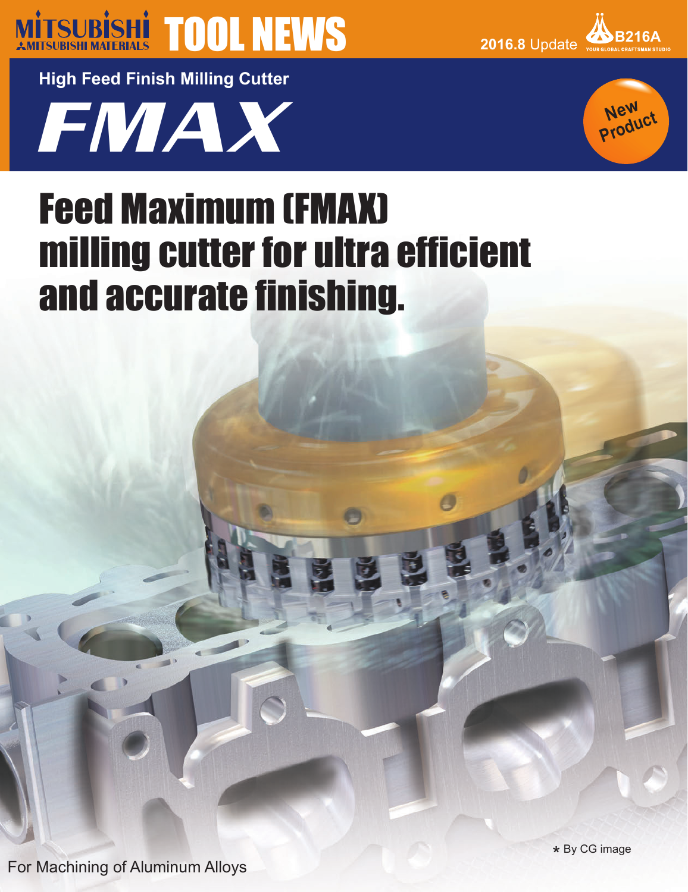MITSUBISHI MITSUBISHI MATERIALS **TOOL NEWS**

2016.8 Update B216A

## High Feed Finish Milling Cutter

# FMAX

New Product

# Feed Maximum (FMAX) milling cutter for ultra efficient and accurate finishing.

* By CG image

For Machining of Aluminum Alloys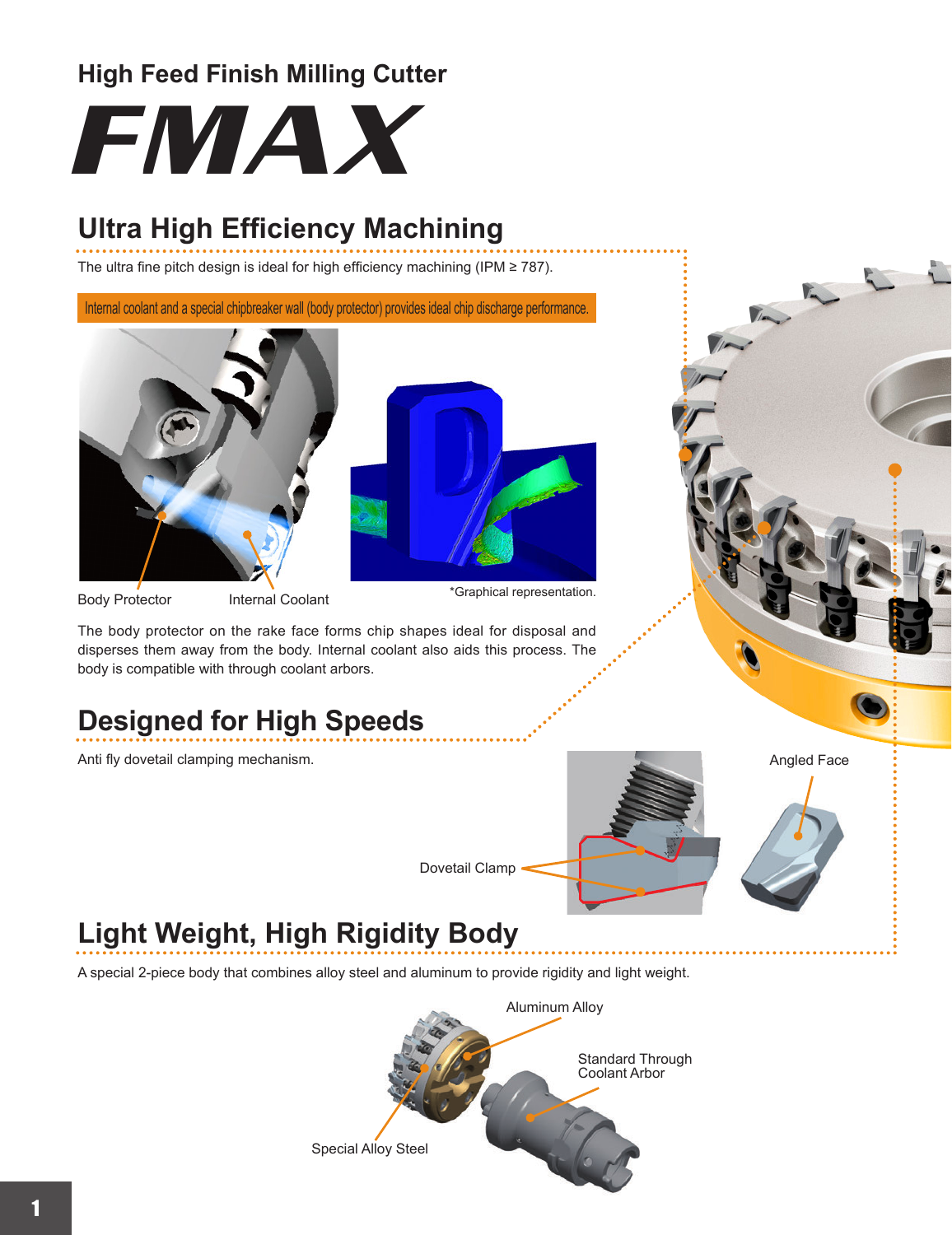## High Feed Finish Milling Cutter

# FMAX

## Ultra High Efficiency Machining

The ultra fine pitch design is ideal for high efficiency machining (IPM ≥ 787).

**Internal coolant and a special chipbreaker wall (body protector) provides ideal chip discharge performance.**

Body Protector

Internal Coolant

*Graphical representation.

The body protector on the rake face forms chip shapes ideal for disposal and disperses them away from the body. Internal coolant also aids this process. The body is compatible with through coolant arbors.

## Designed for High Speeds

Anti fly dovetail clamping mechanism.

Dovetail Clamp

Angled Face

## Light Weight, High Rigidity Body

A special 2-piece body that combines alloy steel and aluminum to provide rigidity and light weight.

Aluminum Alloy

Standard Through Coolant Arbor

Special Alloy Steel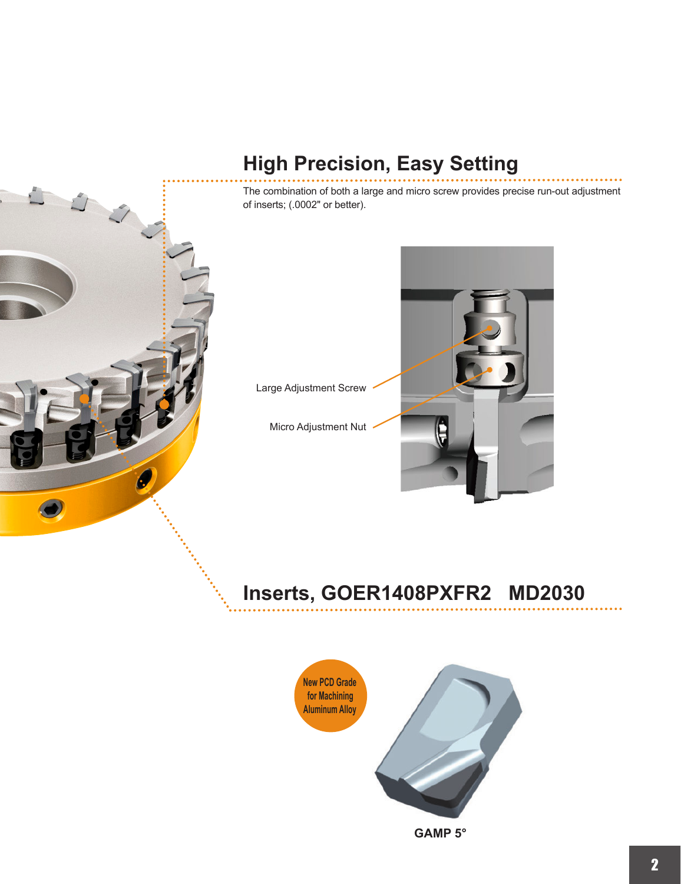## High Precision, Easy Setting

The combination of both a large and micro screw provides precise run-out adjustment of inserts; (.0002" or better).

Large Adjustment Screw

Micro Adjustment Nut

## Inserts, GOER1408PXFR2 MD2030

New PCD Grade for Machining Aluminum Alloy

GAMP 5°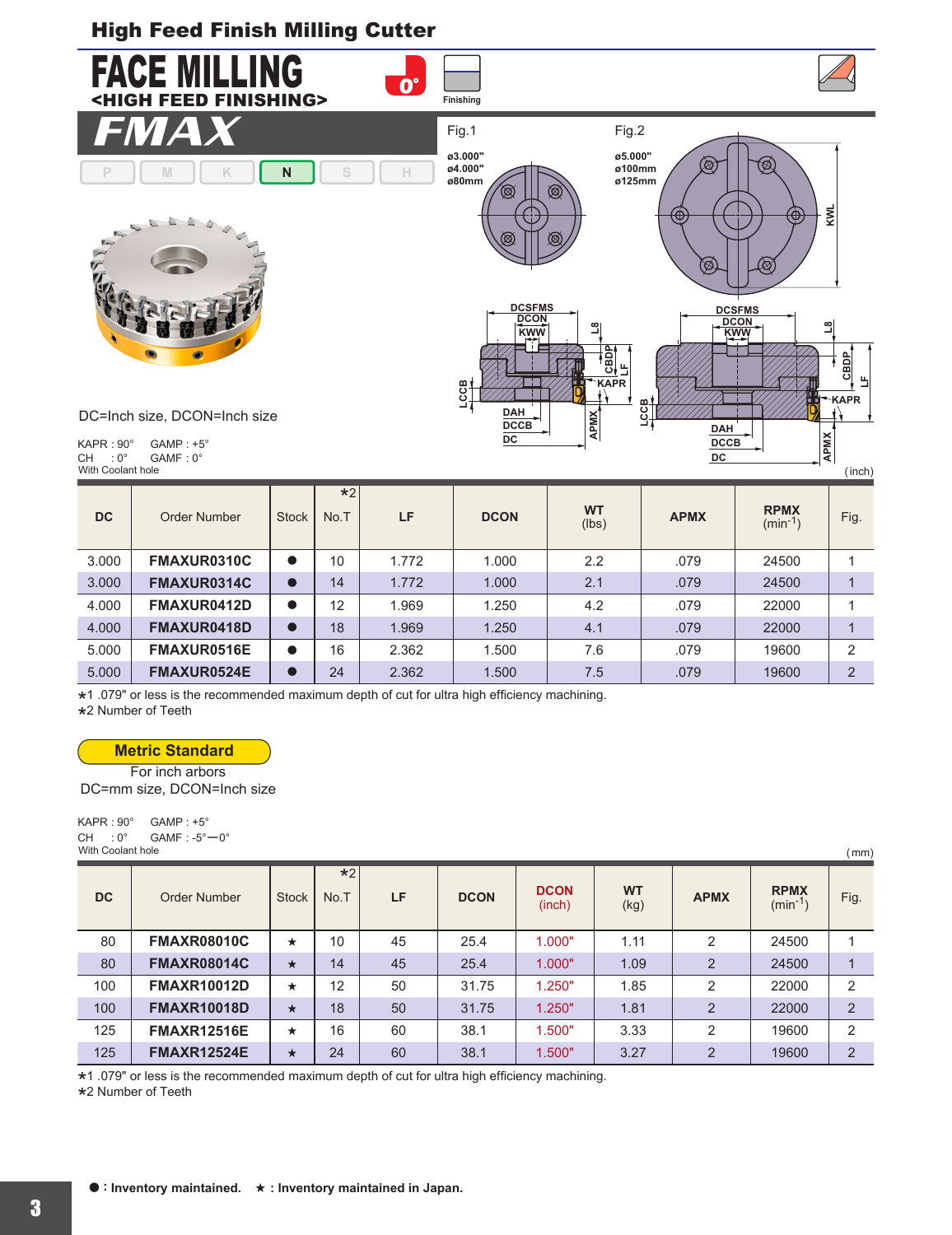## High Feed Finish Milling Cutter

# FACE MILLING
## <HIGH FEED FINISHING>

0°

Finishing

# FMAX

P M K **N** S H

Fig.1

ø3.000"
ø4.000"
ø80mm

Fig.2

ø5.000"
ø100mm
ø125mm

DC=Inch size, DCON=Inch size

KAPR : 90° GAMP : +5°
CH : 0° GAMF : 0°
With Coolant hole

(inch)

| DC | Order Number | Stock | *2 No.T | LF | DCON | WT (lbs) | APMX | RPMX (min-1) | Fig. |
|---|---|---|---|---|---|---|---|---|---|
| 3.000 | **FMAXUR0310C** | ● | 10 | 1.772 | 1.000 | 2.2 | .079 | 24500 | 1 |
| 3.000 | **FMAXUR0314C** | ● | 14 | 1.772 | 1.000 | 2.1 | .079 | 24500 | 1 |
| 4.000 | **FMAXUR0412D** | ● | 12 | 1.969 | 1.250 | 4.2 | .079 | 22000 | 1 |
| 4.000 | **FMAXUR0418D** | ● | 18 | 1.969 | 1.250 | 4.1 | .079 | 22000 | 1 |
| 5.000 | **FMAXUR0516E** | ● | 16 | 2.362 | 1.500 | 7.6 | .079 | 19600 | 2 |
| 5.000 | **FMAXUR0524E** | ● | 24 | 2.362 | 1.500 | 7.5 | .079 | 19600 | 2 |

*1 .079" or less is the recommended maximum depth of cut for ultra high efficiency machining.
*2 Number of Teeth

**Metric Standard**
For inch arbors
DC=mm size, DCON=Inch size

KAPR : 90° GAMP : +5°
CH : 0° GAMF : -5°—0°
With Coolant hole

(mm)

| DC | Order Number | Stock | *2 No.T | LF | DCON | DCON (inch) | WT (kg) | APMX | RPMX (min-1) | Fig. |
|---|---|---|---|---|---|---|---|---|---|---|
| 80 | **FMAXR08010C** | ★ | 10 | 45 | 25.4 | 1.000" | 1.11 | 2 | 24500 | 1 |
| 80 | **FMAXR08014C** | ★ | 14 | 45 | 25.4 | 1.000" | 1.09 | 2 | 24500 | 1 |
| 100 | **FMAXR10012D** | ★ | 12 | 50 | 31.75 | 1.250" | 1.85 | 2 | 22000 | 2 |
| 100 | **FMAXR10018D** | ★ | 18 | 50 | 31.75 | 1.250" | 1.81 | 2 | 22000 | 2 |
| 125 | **FMAXR12516E** | ★ | 16 | 60 | 38.1 | 1.500" | 3.33 | 2 | 19600 | 2 |
| 125 | **FMAXR12524E** | ★ | 24 | 60 | 38.1 | 1.500" | 3.27 | 2 | 19600 | 2 |

*1 .079" or less is the recommended maximum depth of cut for ultra high efficiency machining.
*2 Number of Teeth

**● : Inventory maintained. ★ : Inventory maintained in Japan.**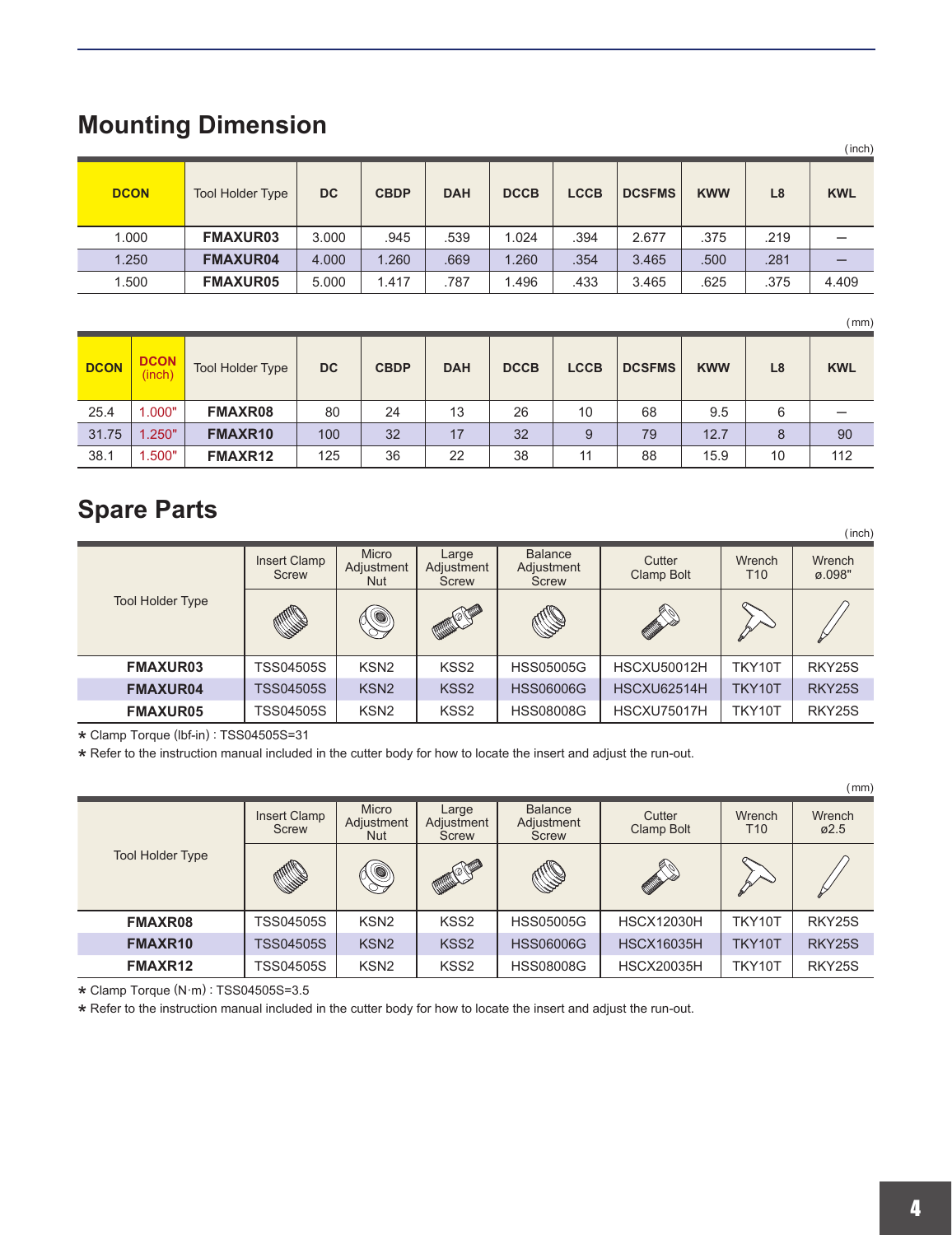## Mounting Dimension

(inch)

| DCON | Tool Holder Type | DC | CBDP | DAH | DCCB | LCCB | DCSFMS | KWW | L8 | KWL |
|---|---|---|---|---|---|---|---|---|---|---|
| 1.000 | **FMAXUR03** | 3.000 | .945 | .539 | 1.024 | .394 | 2.677 | .375 | .219 | – |
| 1.250 | **FMAXUR04** | 4.000 | 1.260 | .669 | 1.260 | .354 | 3.465 | .500 | .281 | – |
| 1.500 | **FMAXUR05** | 5.000 | 1.417 | .787 | 1.496 | .433 | 3.465 | .625 | .375 | 4.409 |

(mm)

| DCON | DCON (inch) | Tool Holder Type | DC | CBDP | DAH | DCCB | LCCB | DCSFMS | KWW | L8 | KWL |
|---|---|---|---|---|---|---|---|---|---|---|---|
| 25.4 | 1.000" | **FMAXR08** | 80 | 24 | 13 | 26 | 10 | 68 | 9.5 | 6 | – |
| 31.75 | 1.250" | **FMAXR10** | 100 | 32 | 17 | 32 | 9 | 79 | 12.7 | 8 | 90 |
| 38.1 | 1.500" | **FMAXR12** | 125 | 36 | 22 | 38 | 11 | 88 | 15.9 | 10 | 112 |

## Spare Parts

(inch)

| Tool Holder Type | Insert Clamp Screw | Micro Adjustment Nut | Large Adjustment Screw | Balance Adjustment Screw | Cutter Clamp Bolt | Wrench T10 | Wrench ø.098" |
|---|---|---|---|---|---|---|---|
| **FMAXUR03** | TSS04505S | KSN2 | KSS2 | HSS05005G | HSCXU50012H | TKY10T | RKY25S |
| **FMAXUR04** | TSS04505S | KSN2 | KSS2 | HSS06006G | HSCXU62514H | TKY10T | RKY25S |
| **FMAXUR05** | TSS04505S | KSN2 | KSS2 | HSS08008G | HSCXU75017H | TKY10T | RKY25S |

* Clamp Torque (lbf-in) : TSS04505S=31
* Refer to the instruction manual included in the cutter body for how to locate the insert and adjust the run-out.

(mm)

| Tool Holder Type | Insert Clamp Screw | Micro Adjustment Nut | Large Adjustment Screw | Balance Adjustment Screw | Cutter Clamp Bolt | Wrench T10 | Wrench ø2.5 |
|---|---|---|---|---|---|---|---|
| **FMAXR08** | TSS04505S | KSN2 | KSS2 | HSS05005G | HSCX12030H | TKY10T | RKY25S |
| **FMAXR10** | TSS04505S | KSN2 | KSS2 | HSS06006G | HSCX16035H | TKY10T | RKY25S |
| **FMAXR12** | TSS04505S | KSN2 | KSS2 | HSS08008G | HSCX20035H | TKY10T | RKY25S |

* Clamp Torque (N·m) : TSS04505S=3.5
* Refer to the instruction manual included in the cutter body for how to locate the insert and adjust the run-out.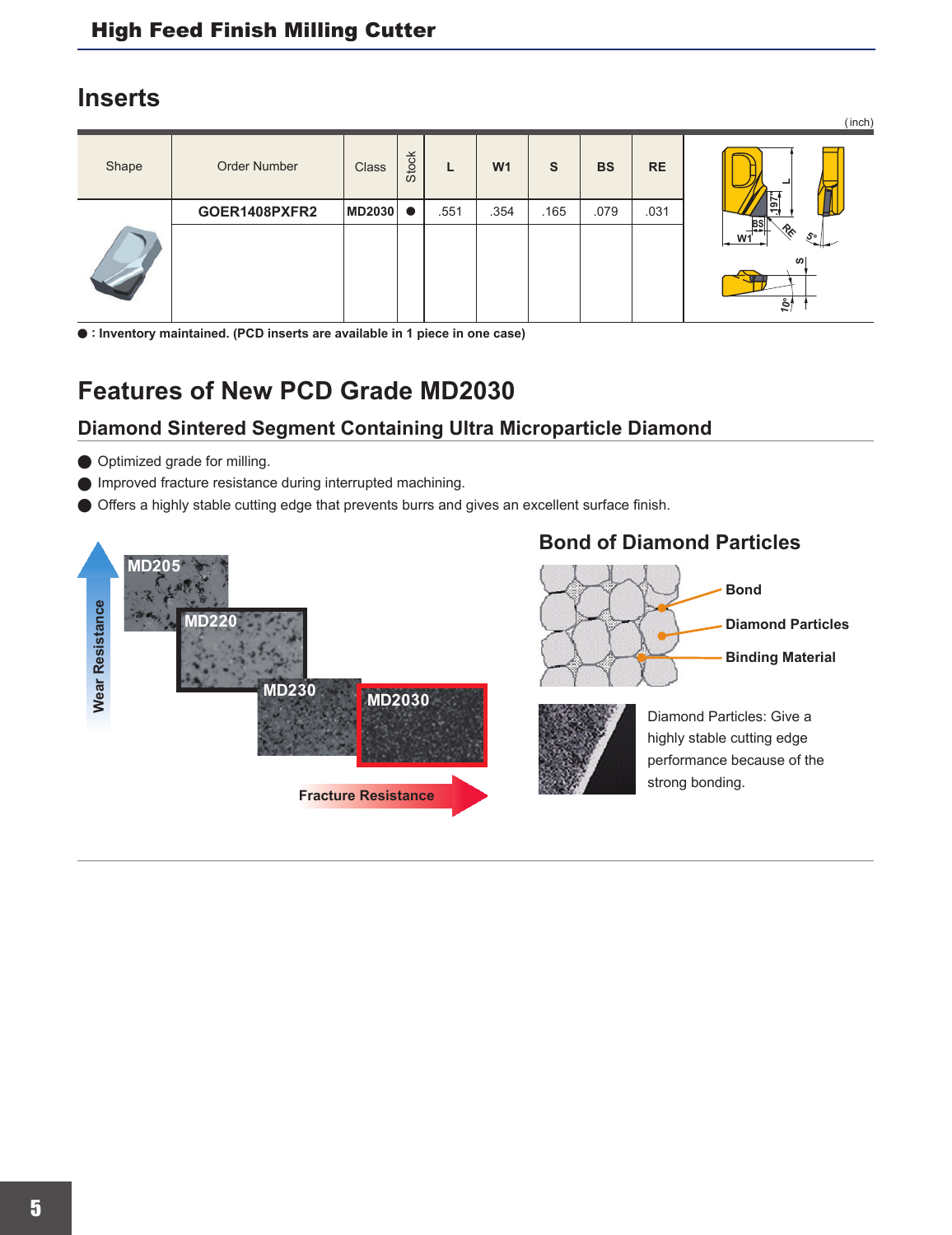## Inserts

(inch)

| Shape | Order Number | Class | Stock | L | W1 | S | BS | RE |
|---|---|---|---|---|---|---|---|---|
| | GOER1408PXFR2 | MD2030 | ● | .551 | .354 | .165 | .079 | .031 |

● : Inventory maintained. (PCD inserts are available in 1 piece in one case)

## Features of New PCD Grade MD2030

### Diamond Sintered Segment Containing Ultra Microparticle Diamond

- Optimized grade for milling.
- Improved fracture resistance during interrupted machining.
- Offers a highly stable cutting edge that prevents burrs and gives an excellent surface finish.

Wear Resistance

MD205

MD220

MD230

MD2030

Fracture Resistance

### Bond of Diamond Particles

Bond

Diamond Particles

Binding Material

Diamond Particles: Give a highly stable cutting edge performance because of the strong bonding.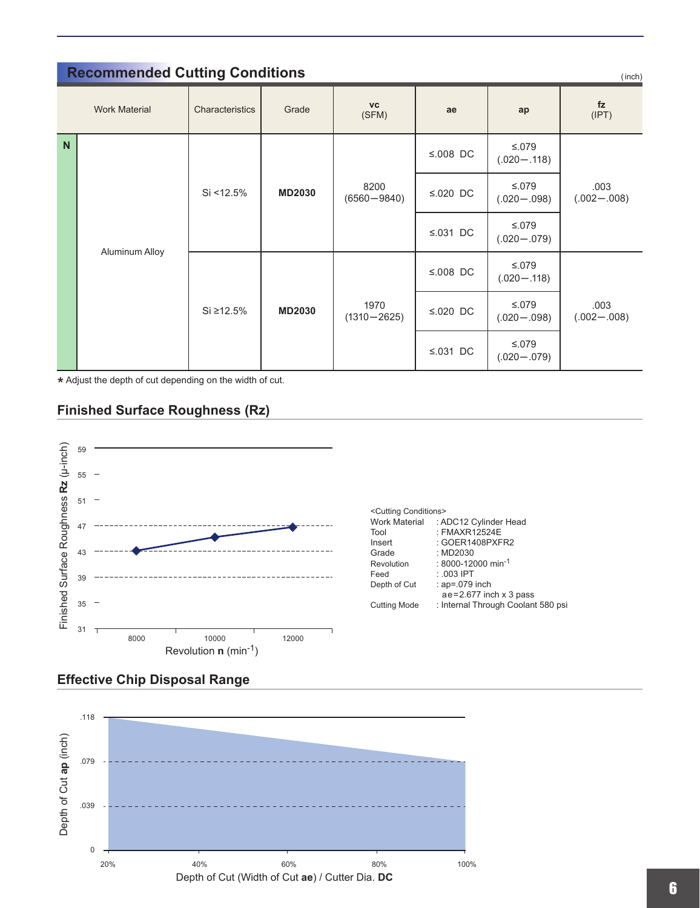## Recommended Cutting Conditions

(inch)

| | Work Material | Characteristics | Grade | vc (SFM) | ae | ap | fz (IPT) |
|---|---|---|---|---|---|---|---|
| N | Aluminum Alloy | Si <12.5% | **MD2030** | 8200 (6560—9840) | ≤.008 DC | ≤.079 (.020—.118) | .003 (.002—.008) |
| | | | | | ≤.020 DC | ≤.079 (.020—.098) | |
| | | | | | ≤.031 DC | ≤.079 (.020—.079) | |
| | | Si ≥12.5% | **MD2030** | 1970 (1310—2625) | ≤.008 DC | ≤.079 (.020—.118) | .003 (.002—.008) |
| | | | | | ≤.020 DC | ≤.079 (.020—.098) | |
| | | | | | ≤.031 DC | ≤.079 (.020—.079) | |

* Adjust the depth of cut depending on the width of cut.

## Finished Surface Roughness (Rz)

Finished Surface Roughness **Rz** (μ-inch) vs. Revolution **n** ($min^{-1}$)

| Revolution n ($min^{-1}$) | 8000 | 10000 | 12000 |
|---|---|---|---|
| Rz (μ-inch) | 43 | ~45 | ~47 |

<Cutting Conditions>

| | |
|---|---|
| Work Material | : ADC12 Cylinder Head |
| Tool | : FMAXR12524E |
| Insert | : GOER1408PXFR2 |
| Grade | : MD2030 |
| Revolution | : 8000-12000 $min^{-1}$ |
| Feed | : .003 IPT |
| Depth of Cut | : ap=.079 inch<br>ae=2.677 inch x 3 pass |
| Cutting Mode | : Internal Through Coolant 580 psi |

## Effective Chip Disposal Range

Depth of Cut **ap** (inch): 0, .039, .079, .118

Depth of Cut (Width of Cut **ae**) / Cutter Dia. **DC**: 20%, 40%, 60%, 80%, 100%

Effective range: ap from .118 at 20% decreasing to .079 at 100%.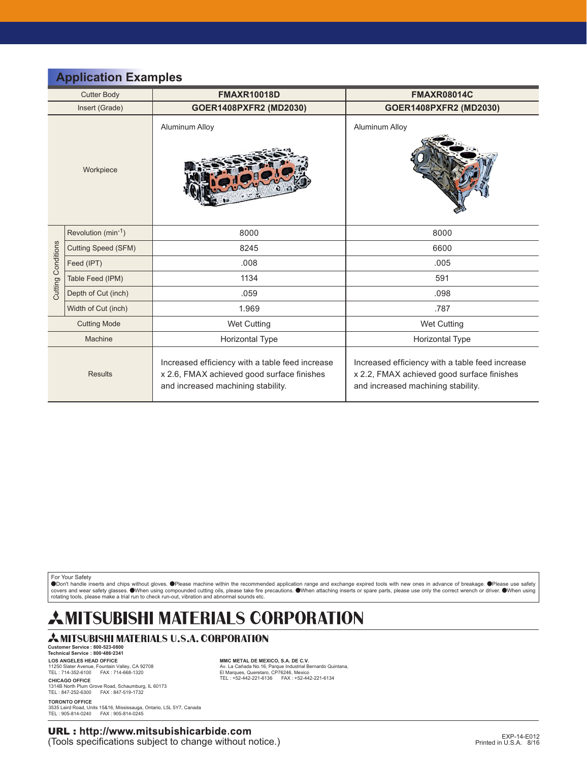## Application Examples

| | | FMAXR10018D | FMAXR08014C |
|---|---|---|---|
| Cutter Body | | FMAXR10018D | FMAXR08014C |
| Insert (Grade) | | GOER1408PXFR2 (MD2030) | GOER1408PXFR2 (MD2030) |
| Workpiece | | Aluminum Alloy | Aluminum Alloy |
| Cutting Conditions | Revolution (min$^{-1}$) | 8000 | 8000 |
| | Cutting Speed (SFM) | 8245 | 6600 |
| | Feed (IPT) | .008 | .005 |
| | Table Feed (IPM) | 1134 | 591 |
| | Depth of Cut (inch) | .059 | .098 |
| | Width of Cut (inch) | 1.969 | .787 |
| Cutting Mode | | Wet Cutting | Wet Cutting |
| Machine | | Horizontal Type | Horizontal Type |
| Results | | Increased efficiency with a table feed increase x 2.6, FMAX achieved good surface finishes and increased machining stability. | Increased efficiency with a table feed increase x 2.2, FMAX achieved good surface finishes and increased machining stability. |

For Your Safety
●Don't handle inserts and chips without gloves. ●Please machine within the recommended application range and exchange expired tools with new ones in advance of breakage. ●Please use safety covers and wear safety glasses. ●When using compounded cutting oils, please take fire precautions. ●When attaching inserts or spare parts, please use only the correct wrench or driver. ●When using rotating tools, please make a trial run to check run-out, vibration and abnormal sounds etc.

# MITSUBISHI MATERIALS CORPORATION

## MITSUBISHI MATERIALS U.S.A. CORPORATION

**Customer Service : 800-523-0800**
**Technical Service : 800-486-2341**

**LOS ANGELES HEAD OFFICE**
11250 Slater Avenue, Fountain Valley, CA 92708
TEL : 714-352-6100 FAX : 714-668-1320

**CHICAGO OFFICE**
1314B North Plum Grove Road, Schaumburg, IL 60173
TEL : 847-252-6300 FAX : 847-519-1732

**TORONTO OFFICE**
3535 Laird Road, Units 15&16, Mississauga, Ontario, L5L 5Y7, Canada
TEL : 905-814-0240 FAX : 905-814-0245

**MMC METAL DE MEXICO, S.A. DE C.V.**
Av. La Cañada No.16, Parque Industrial Bernardo Quintana,
El Marques, Queretaro, CP76246, Mexico
TEL : +52-442-221-6136 FAX : +52-442-221-6134

**URL : http://www.mitsubishicarbide.com**
(Tools specifications subject to change without notice.)

EXP-14-E012
Printed in U.S.A. 8/16